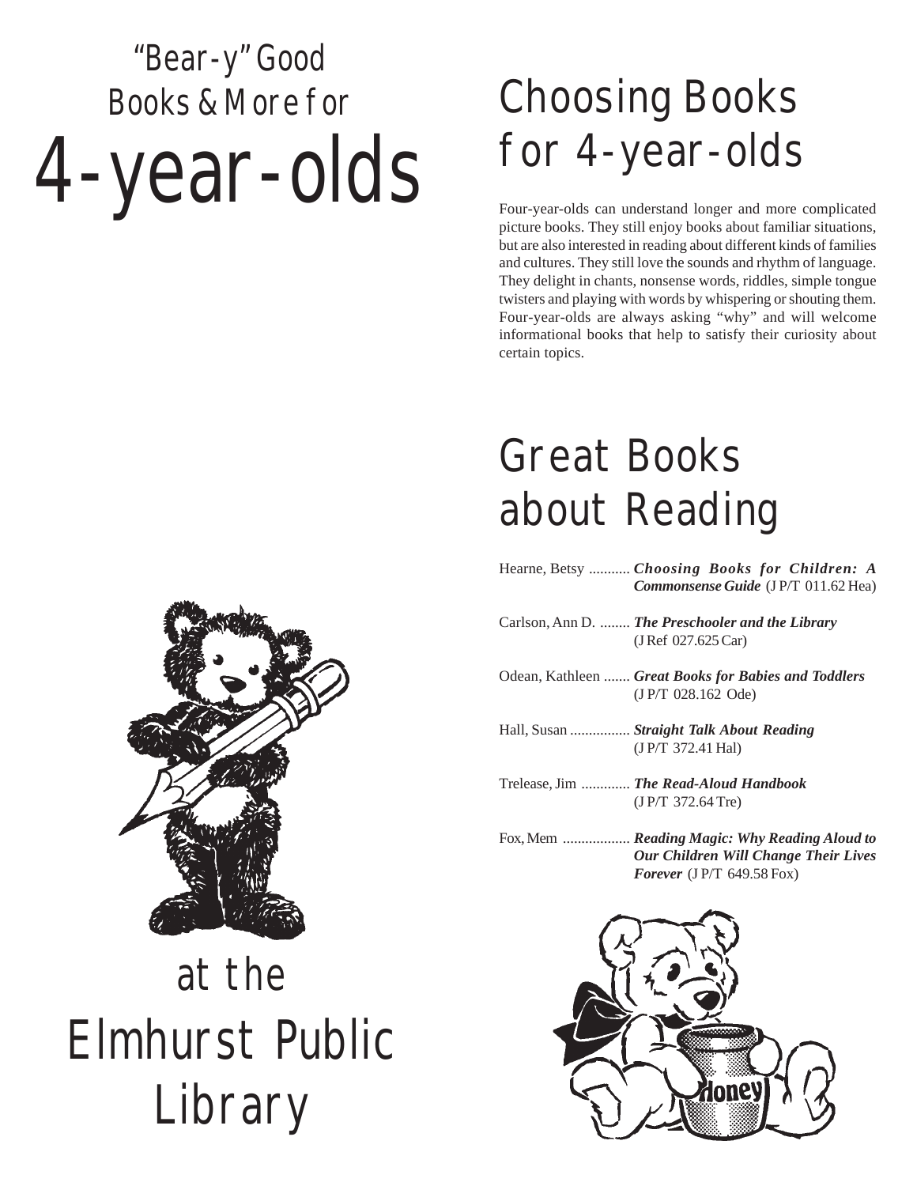# "Bear-y" Good Books & More for 4-year-olds

at the Elmhurst Public Library

## Choosing Books for 4-year-olds

Four-year-olds can understand longer and more complicated picture books. They still enjoy books about familiar situations, but are also interested in reading about different kinds of families and cultures. They still love the sounds and rhythm of language. They delight in chants, nonsense words, riddles, simple tongue twisters and playing with words by whispering or shouting them. Four-year-olds are always asking "why" and will welcome informational books that help to satisfy their curiosity about certain topics.

## Great Books about Reading

Hearne, Betsy ........... ***Choosing Books for Children: A Commonsense Guide*** (J P/T 011.62 Hea)

Carlson, Ann D. ........ ***The Preschooler and the Library*** (J Ref 027.625 Car)

Odean, Kathleen ....... ***Great Books for Babies and Toddlers*** (J P/T 028.162 Ode)

Hall, Susan ................ ***Straight Talk About Reading*** (J P/T 372.41 Hal)

Trelease, Jim ............. ***The Read-Aloud Handbook*** (J P/T 372.64 Tre)

Fox, Mem .................. ***Reading Magic: Why Reading Aloud to Our Children Will Change Their Lives Forever*** (J P/T 649.58 Fox)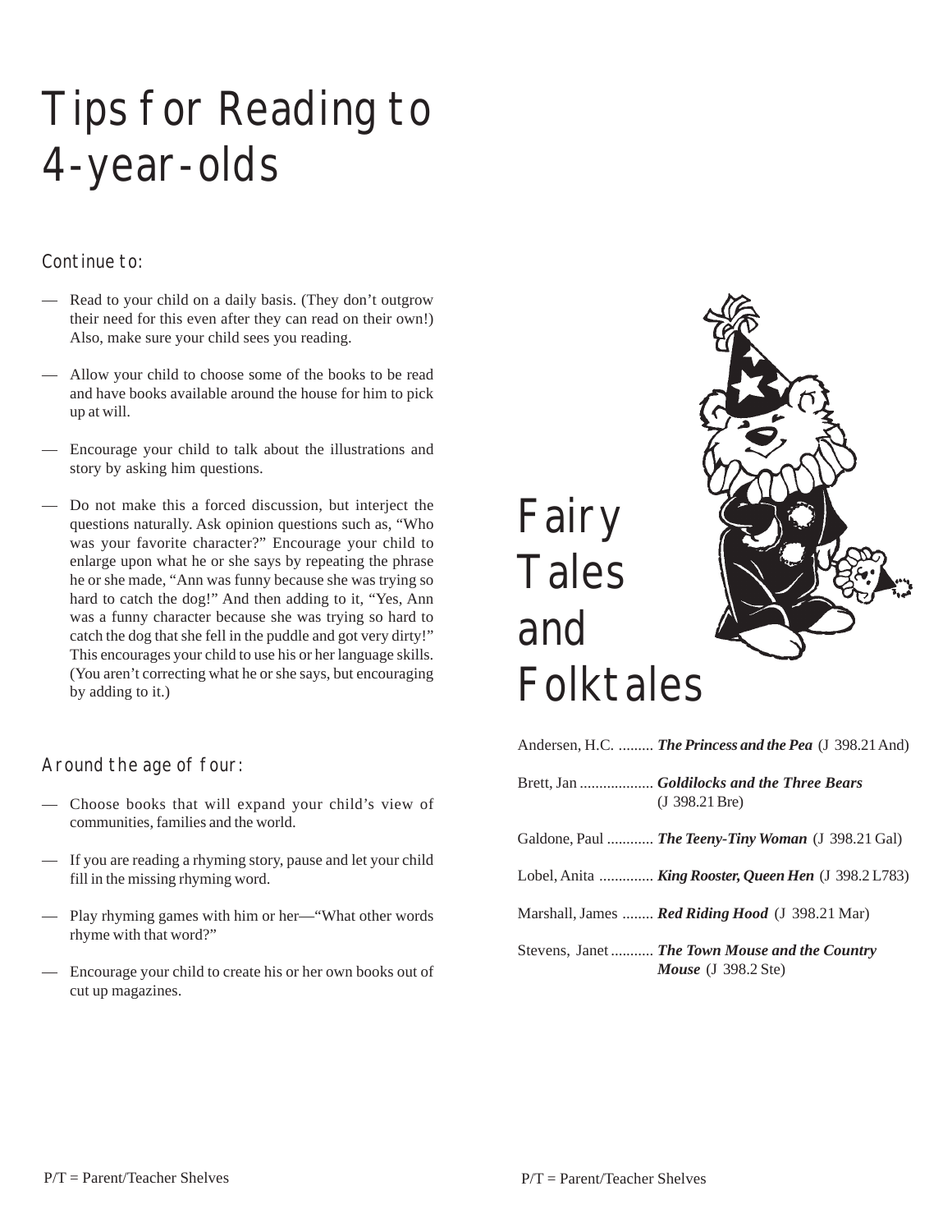# Tips for Reading to 4-year-olds

### Continue to:

- Read to your child on a daily basis. (They don't outgrow their need for this even after they can read on their own!) Also, make sure your child sees you reading.
- Allow your child to choose some of the books to be read and have books available around the house for him to pick up at will.
- Encourage your child to talk about the illustrations and story by asking him questions.
- Do not make this a forced discussion, but interject the questions naturally. Ask opinion questions such as, "Who was your favorite character?" Encourage your child to enlarge upon what he or she says by repeating the phrase he or she made, "Ann was funny because she was trying so hard to catch the dog!" And then adding to it, "Yes, Ann was a funny character because she was trying so hard to catch the dog that she fell in the puddle and got very dirty!" This encourages your child to use his or her language skills. (You aren't correcting what he or she says, but encouraging by adding to it.)

### Around the age of four:

- Choose books that will expand your child's view of communities, families and the world.
- If you are reading a rhyming story, pause and let your child fill in the missing rhyming word.
- Play rhyming games with him or her—"What other words rhyme with that word?"
- Encourage your child to create his or her own books out of cut up magazines.

P/T = Parent/Teacher Shelves

# Fairy Tales and Folktales

Andersen, H.C. ......... ***The Princess and the Pea*** (J 398.21 And)

Brett, Jan .................. ***Goldilocks and the Three Bears*** (J 398.21 Bre)

Galdone, Paul ............ ***The Teeny-Tiny Woman*** (J 398.21 Gal)

Lobel, Anita .............. ***King Rooster, Queen Hen*** (J 398.2 L783)

Marshall, James ........ ***Red Riding Hood*** (J 398.21 Mar)

Stevens, Janet ........... ***The Town Mouse and the Country Mouse*** (J 398.2 Ste)

P/T = Parent/Teacher Shelves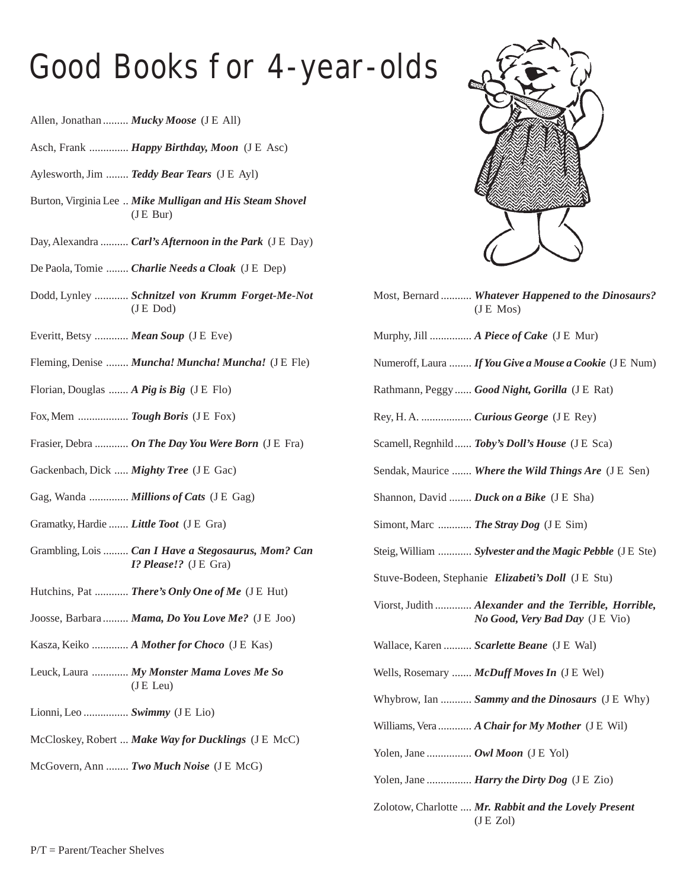# Good Books for 4-year-olds

- Allen, Jonathan ......... ***Mucky Moose*** (J E All)
- Asch, Frank .............. ***Happy Birthday, Moon*** (J E Asc)
- Aylesworth, Jim ........ ***Teddy Bear Tears*** (J E Ayl)
- Burton, Virginia Lee .. ***Mike Mulligan and His Steam Shovel*** (J E Bur)
- Day, Alexandra .......... ***Carl's Afternoon in the Park*** (J E Day)
- De Paola, Tomie ........ ***Charlie Needs a Cloak*** (J E Dep)
- Dodd, Lynley ............ ***Schnitzel von Krumm Forget-Me-Not*** (J E Dod)
- Everitt, Betsy ............ ***Mean Soup*** (J E Eve)
- Fleming, Denise ........ ***Muncha! Muncha! Muncha!*** (J E Fle)
- Florian, Douglas ....... ***A Pig is Big*** (J E Flo)
- Fox, Mem .................. ***Tough Boris*** (J E Fox)
- Frasier, Debra ............ ***On The Day You Were Born*** (J E Fra)
- Gackenbach, Dick ..... ***Mighty Tree*** (J E Gac)
- Gag, Wanda .............. ***Millions of Cats*** (J E Gag)
- Gramatky, Hardie ....... ***Little Toot*** (J E Gra)
- Grambling, Lois ......... ***Can I Have a Stegosaurus, Mom? Can I? Please!?*** (J E Gra)
- Hutchins, Pat ............ ***There's Only One of Me*** (J E Hut)
- Joosse, Barbara ......... ***Mama, Do You Love Me?*** (J E Joo)
- Kasza, Keiko ............. ***A Mother for Choco*** (J E Kas)
- Leuck, Laura ............. ***My Monster Mama Loves Me So*** (J E Leu)
- Lionni, Leo ................ ***Swimmy*** (J E Lio)
- McCloskey, Robert ... ***Make Way for Ducklings*** (J E McC)
- McGovern, Ann ........ ***Two Much Noise*** (J E McG)
- Most, Bernard ........... ***Whatever Happened to the Dinosaurs?*** (J E Mos)
- Murphy, Jill ............... ***A Piece of Cake*** (J E Mur)
- Numeroff, Laura ........ ***If You Give a Mouse a Cookie*** (J E Num)
- Rathmann, Peggy ...... ***Good Night, Gorilla*** (J E Rat)
- Rey, H. A. .................. ***Curious George*** (J E Rey)
- Scamell, Regnhild ...... ***Toby's Doll's House*** (J E Sca)
- Sendak, Maurice ....... ***Where the Wild Things Are*** (J E Sen)
- Shannon, David ........ ***Duck on a Bike*** (J E Sha)
- Simont, Marc ............ ***The Stray Dog*** (J E Sim)
- Steig, William ............ ***Sylvester and the Magic Pebble*** (J E Ste)
- Stuve-Bodeen, Stephanie ***Elizabeti's Doll*** (J E Stu)
- Viorst, Judith ............. ***Alexander and the Terrible, Horrible, No Good, Very Bad Day*** (J E Vio)
- Wallace, Karen .......... ***Scarlette Beane*** (J E Wal)
- Wells, Rosemary ....... ***McDuff Moves In*** (J E Wel)
- Whybrow, Ian ........... ***Sammy and the Dinosaurs*** (J E Why)
- Williams, Vera ............ ***A Chair for My Mother*** (J E Wil)
- Yolen, Jane ................ ***Owl Moon*** (J E Yol)
- Yolen, Jane ................ ***Harry the Dirty Dog*** (J E Zio)
- Zolotow, Charlotte .... ***Mr. Rabbit and the Lovely Present*** (J E Zol)

P/T = Parent/Teacher Shelves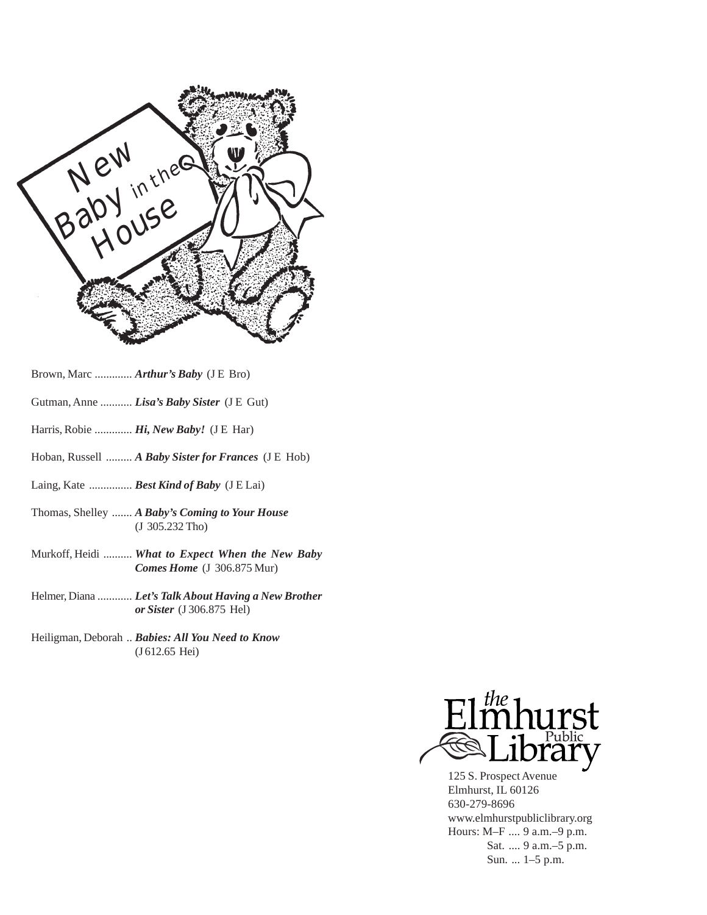# New Baby in the House

Brown, Marc ............. ***Arthur's Baby*** (J E Bro)

Gutman, Anne ........... ***Lisa's Baby Sister*** (J E Gut)

Harris, Robie ............. ***Hi, New Baby!*** (J E Har)

Hoban, Russell ......... ***A Baby Sister for Frances*** (J E Hob)

Laing, Kate ............... ***Best Kind of Baby*** (J E Lai)

Thomas, Shelley ....... ***A Baby's Coming to Your House*** (J 305.232 Tho)

Murkoff, Heidi .......... ***What to Expect When the New Baby Comes Home*** (J 306.875 Mur)

Helmer, Diana ............ ***Let's Talk About Having a New Brother or Sister*** (J 306.875 Hel)

Heiligman, Deborah .. ***Babies: All You Need to Know*** (J 612.65 Hei)

the Elmhurst Public Library

125 S. Prospect Avenue
Elmhurst, IL 60126
630-279-8696
www.elmhurstpubliclibrary.org
Hours: M–F .... 9 a.m.–9 p.m.
Sat. .... 9 a.m.–5 p.m.
Sun. ... 1–5 p.m.